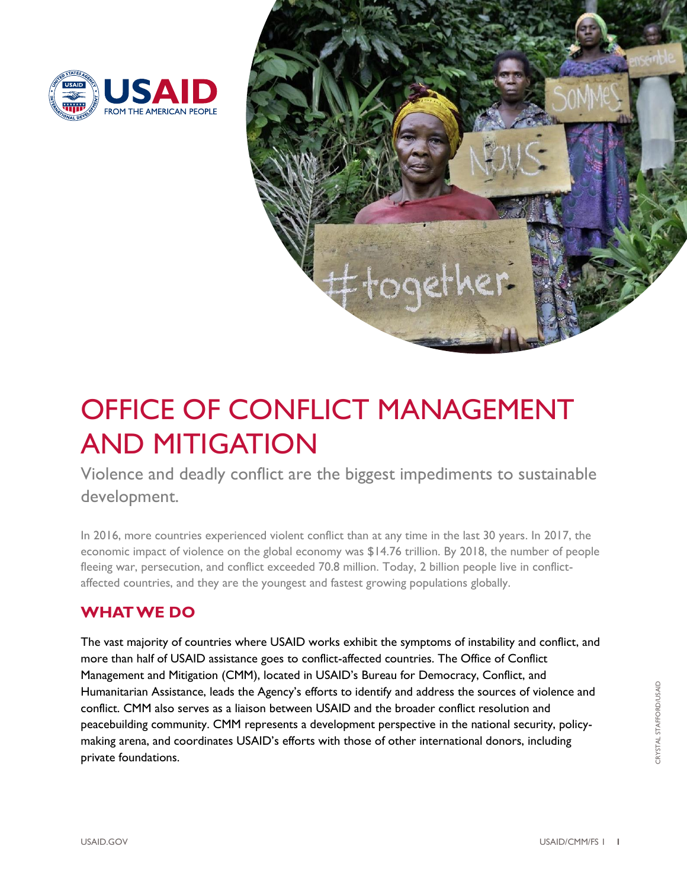# OFFICE OF CONFLICT MANAGEMENT AND MITIGATION

Violence and deadly conflict are the biggest impediments to sustainable development.

In 2016, more countries experienced violent conflict than at any time in the last 30 years. In 2017, the economic impact of violence on the global economy was $14.76 trillion. By 2018, the number of people fleeing war, persecution, and conflict exceeded 70.8 million. Today, 2 billion people live in conflict-affected countries, and they are the youngest and fastest growing populations globally.

## WHAT WE DO

The vast majority of countries where USAID works exhibit the symptoms of instability and conflict, and more than half of USAID assistance goes to conflict-affected countries. The Office of Conflict Management and Mitigation (CMM), located in USAID's Bureau for Democracy, Conflict, and Humanitarian Assistance, leads the Agency's efforts to identify and address the sources of violence and conflict. CMM also serves as a liaison between USAID and the broader conflict resolution and peacebuilding community. CMM represents a development perspective in the national security, policy-making arena, and coordinates USAID's efforts with those of other international donors, including private foundations.

CRYSTAL STAFFORD/USAID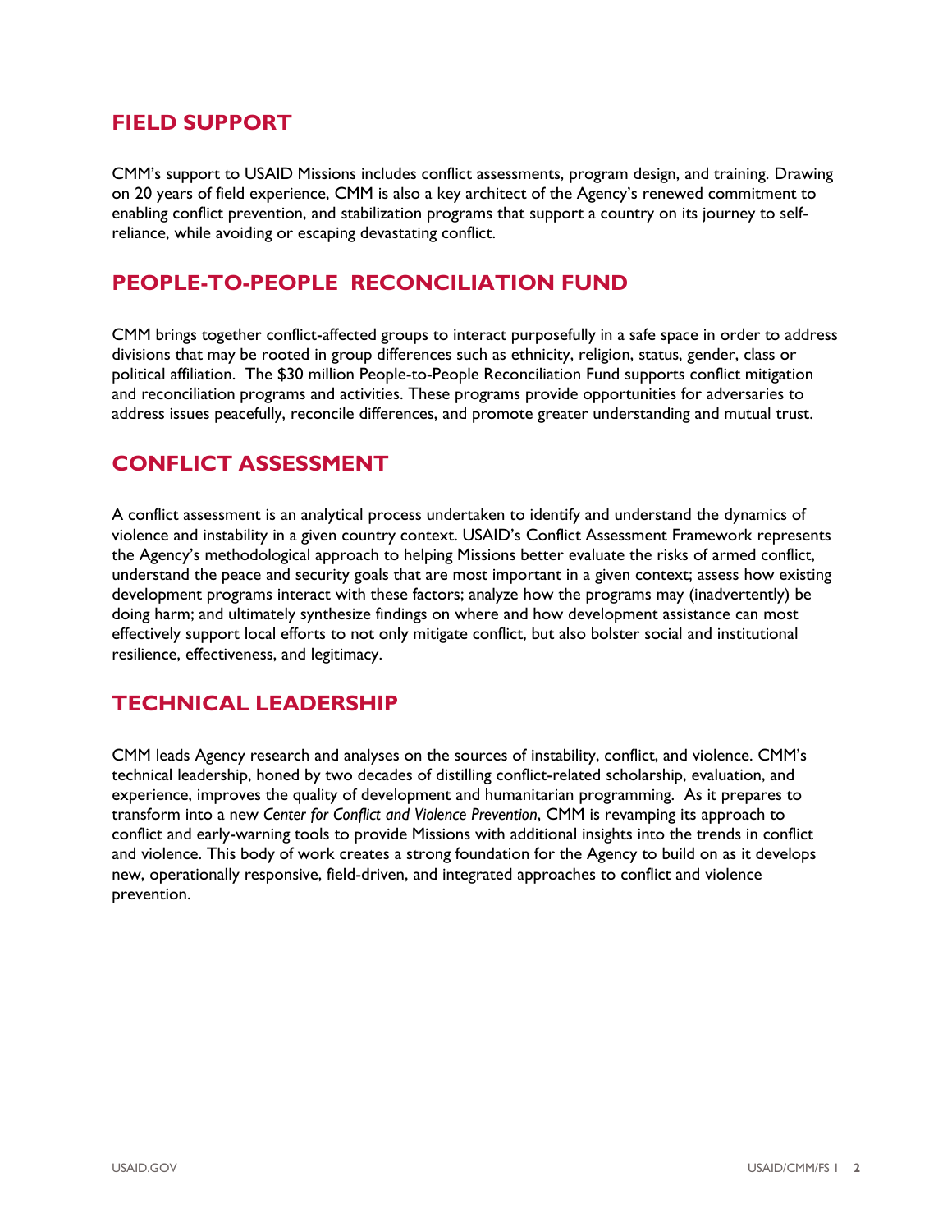## FIELD SUPPORT

CMM's support to USAID Missions includes conflict assessments, program design, and training. Drawing on 20 years of field experience, CMM is also a key architect of the Agency's renewed commitment to enabling conflict prevention, and stabilization programs that support a country on its journey to self-reliance, while avoiding or escaping devastating conflict.

## PEOPLE-TO-PEOPLE RECONCILIATION FUND

CMM brings together conflict-affected groups to interact purposefully in a safe space in order to address divisions that may be rooted in group differences such as ethnicity, religion, status, gender, class or political affiliation. The $30 million People-to-People Reconciliation Fund supports conflict mitigation and reconciliation programs and activities. These programs provide opportunities for adversaries to address issues peacefully, reconcile differences, and promote greater understanding and mutual trust.

## CONFLICT ASSESSMENT

A conflict assessment is an analytical process undertaken to identify and understand the dynamics of violence and instability in a given country context. USAID's Conflict Assessment Framework represents the Agency's methodological approach to helping Missions better evaluate the risks of armed conflict, understand the peace and security goals that are most important in a given context; assess how existing development programs interact with these factors; analyze how the programs may (inadvertently) be doing harm; and ultimately synthesize findings on where and how development assistance can most effectively support local efforts to not only mitigate conflict, but also bolster social and institutional resilience, effectiveness, and legitimacy.

## TECHNICAL LEADERSHIP

CMM leads Agency research and analyses on the sources of instability, conflict, and violence. CMM's technical leadership, honed by two decades of distilling conflict-related scholarship, evaluation, and experience, improves the quality of development and humanitarian programming. As it prepares to transform into a new *Center for Conflict and Violence Prevention*, CMM is revamping its approach to conflict and early-warning tools to provide Missions with additional insights into the trends in conflict and violence. This body of work creates a strong foundation for the Agency to build on as it develops new, operationally responsive, field-driven, and integrated approaches to conflict and violence prevention.